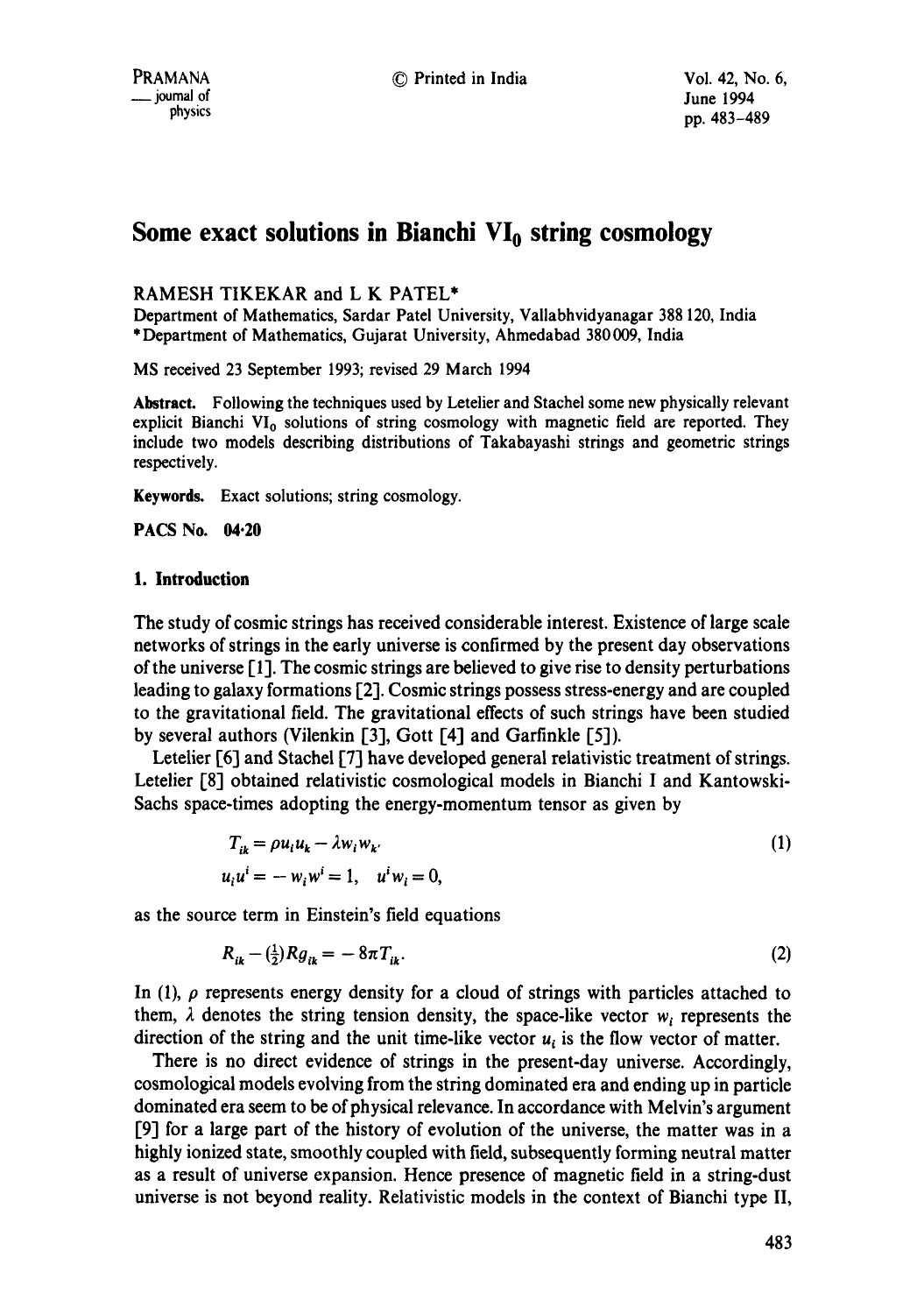# Some exact solutions in Bianchi $VI_0$ string cosmology

RAMESH TIKEKAR and L K PATEL*

Department of Mathematics, Sardar Patel University, Vallabhvidyanagar 388 120, India
*Department of Mathematics, Gujarat University, Ahmedabad 380 009, India

MS received 23 September 1993; revised 29 March 1994

**Abstract.** Following the techniques used by Letelier and Stachel some new physically relevant explicit Bianchi $VI_0$ solutions of string cosmology with magnetic field are reported. They include two models describing distributions of Takabayashi strings and geometric strings respectively.

**Keywords.** Exact solutions; string cosmology.

**PACS No. 04·20**

## 1. Introduction

The study of cosmic strings has received considerable interest. Existence of large scale networks of strings in the early universe is confirmed by the present day observations of the universe [1]. The cosmic strings are believed to give rise to density perturbations leading to galaxy formations [2]. Cosmic strings possess stress-energy and are coupled to the gravitational field. The gravitational effects of such strings have been studied by several authors (Vilenkin [3], Gott [4] and Garfinkle [5]).

Letelier [6] and Stachel [7] have developed general relativistic treatment of strings. Letelier [8] obtained relativistic cosmological models in Bianchi I and Kantowski-Sachs space-times adopting the energy-momentum tensor as given by

$$T_{ik} = \rho u_i u_k - \lambda w_i w_k, \tag{1}$$

$$u_i u^i = -w_i w^i = 1, \quad u^i w_i = 0,$$

as the source term in Einstein's field equations

$$R_{ik} - \left(\tfrac{1}{2}\right) R g_{ik} = -8\pi T_{ik}. \tag{2}$$

In (1), $\rho$ represents energy density for a cloud of strings with particles attached to them, $\lambda$ denotes the string tension density, the space-like vector $w_i$ represents the direction of the string and the unit time-like vector $u_i$ is the flow vector of matter.

There is no direct evidence of strings in the present-day universe. Accordingly, cosmological models evolving from the string dominated era and ending up in particle dominated era seem to be of physical relevance. In accordance with Melvin's argument [9] for a large part of the history of evolution of the universe, the matter was in a highly ionized state, smoothly coupled with field, subsequently forming neutral matter as a result of universe expansion. Hence presence of magnetic field in a string-dust universe is not beyond reality. Relativistic models in the context of Bianchi type II,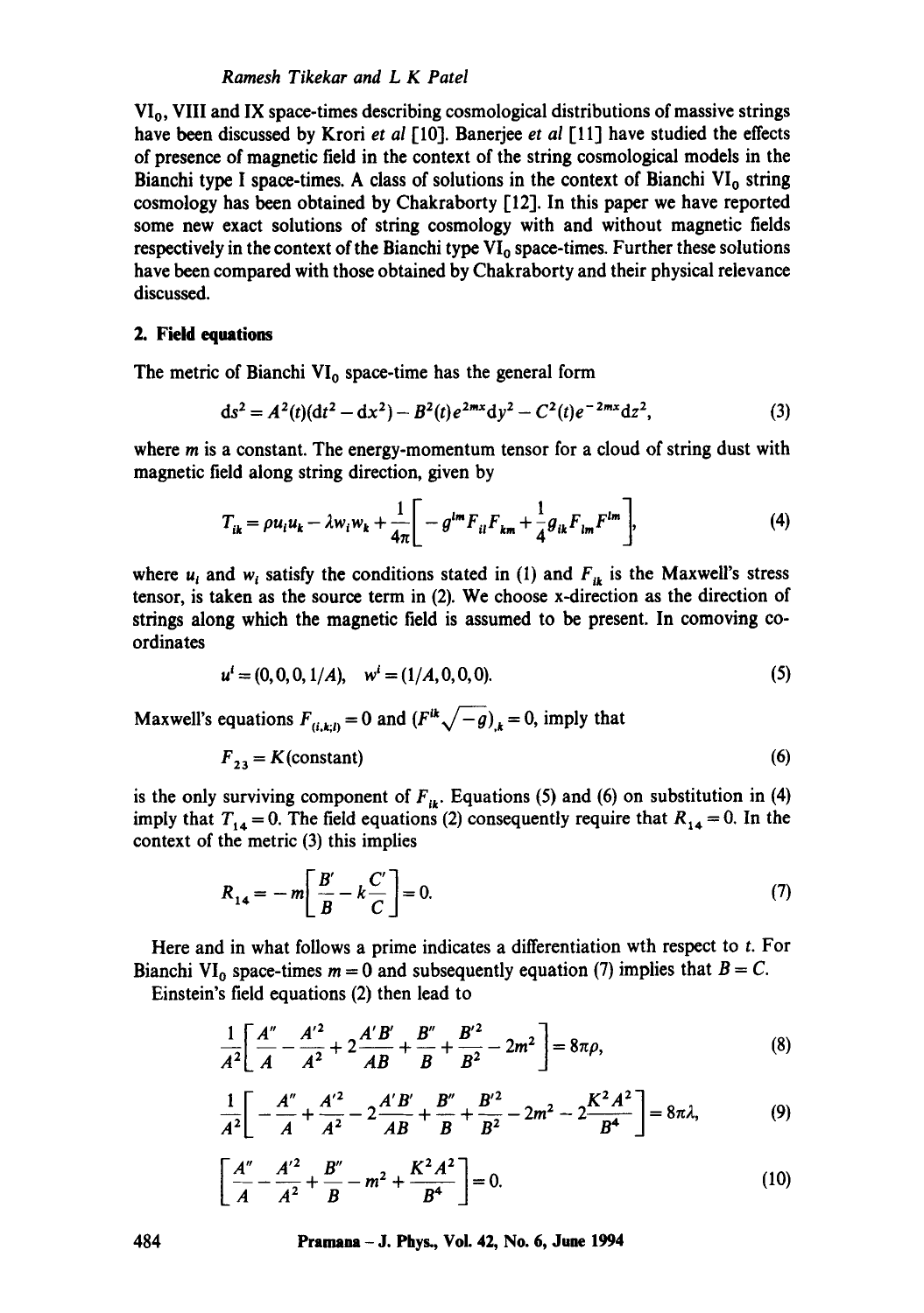$VI_0$, VIII and IX space-times describing cosmological distributions of massive strings have been discussed by Krori *et al* [10]. Banerjee *et al* [11] have studied the effects of presence of magnetic field in the context of the string cosmological models in the Bianchi type I space-times. A class of solutions in the context of Bianchi $VI_0$ string cosmology has been obtained by Chakraborty [12]. In this paper we have reported some new exact solutions of string cosmology with and without magnetic fields respectively in the context of the Bianchi type $VI_0$ space-times. Further these solutions have been compared with those obtained by Chakraborty and their physical relevance discussed.

## 2. Field equations

The metric of Bianchi $VI_0$ space-time has the general form

$$ds^2 = A^2(t)(dt^2 - dx^2) - B^2(t)e^{2mx}dy^2 - C^2(t)e^{-2mx}dz^2, \tag{3}$$

where $m$ is a constant. The energy-momentum tensor for a cloud of string dust with magnetic field along string direction, given by

$$T_{ik} = \rho u_i u_k - \lambda w_i w_k + \frac{1}{4\pi}\left[-g^{lm}F_{il}F_{km} + \frac{1}{4}g_{ik}F_{lm}F^{lm}\right], \tag{4}$$

where $u_i$ and $w_i$ satisfy the conditions stated in (1) and $F_{ik}$ is the Maxwell's stress tensor, is taken as the source term in (2). We choose x-direction as the direction of strings along which the magnetic field is assumed to be present. In comoving co-ordinates

$$u^i = (0, 0, 0, 1/A), \quad w^i = (1/A, 0, 0, 0). \tag{5}$$

Maxwell's equations $F_{(i,k;l)} = 0$ and $(F^{ik}\sqrt{-g})_{,k} = 0$, imply that

$$F_{23} = K(\text{constant}) \tag{6}$$

is the only surviving component of $F_{ik}$. Equations (5) and (6) on substitution in (4) imply that $T_{14} = 0$. The field equations (2) consequently require that $R_{14} = 0$. In the context of the metric (3) this implies

$$R_{14} = -m\left[\frac{B'}{B} - k\frac{C'}{C}\right] = 0. \tag{7}$$

Here and in what follows a prime indicates a differentiation wth respect to $t$. For Bianchi $VI_0$ space-times $m = 0$ and subsequently equation (7) implies that $B = C$.

Einstein's field equations (2) then lead to

$$\frac{1}{A^2}\left[\frac{A''}{A} - \frac{A'^2}{A^2} + 2\frac{A'B'}{AB} + \frac{B''}{B} + \frac{B'^2}{B^2} - 2m^2\right] = 8\pi\rho, \tag{8}$$

$$\frac{1}{A^2}\left[-\frac{A''}{A} + \frac{A'^2}{A^2} - 2\frac{A'B'}{AB} + \frac{B''}{B} + \frac{B'^2}{B^2} - 2m^2 - 2\frac{K^2A^2}{B^4}\right] = 8\pi\lambda, \tag{9}$$

$$\left[\frac{A''}{A} - \frac{A'^2}{A^2} + \frac{B''}{B} - m^2 + \frac{K^2A^2}{B^4}\right] = 0. \tag{10}$$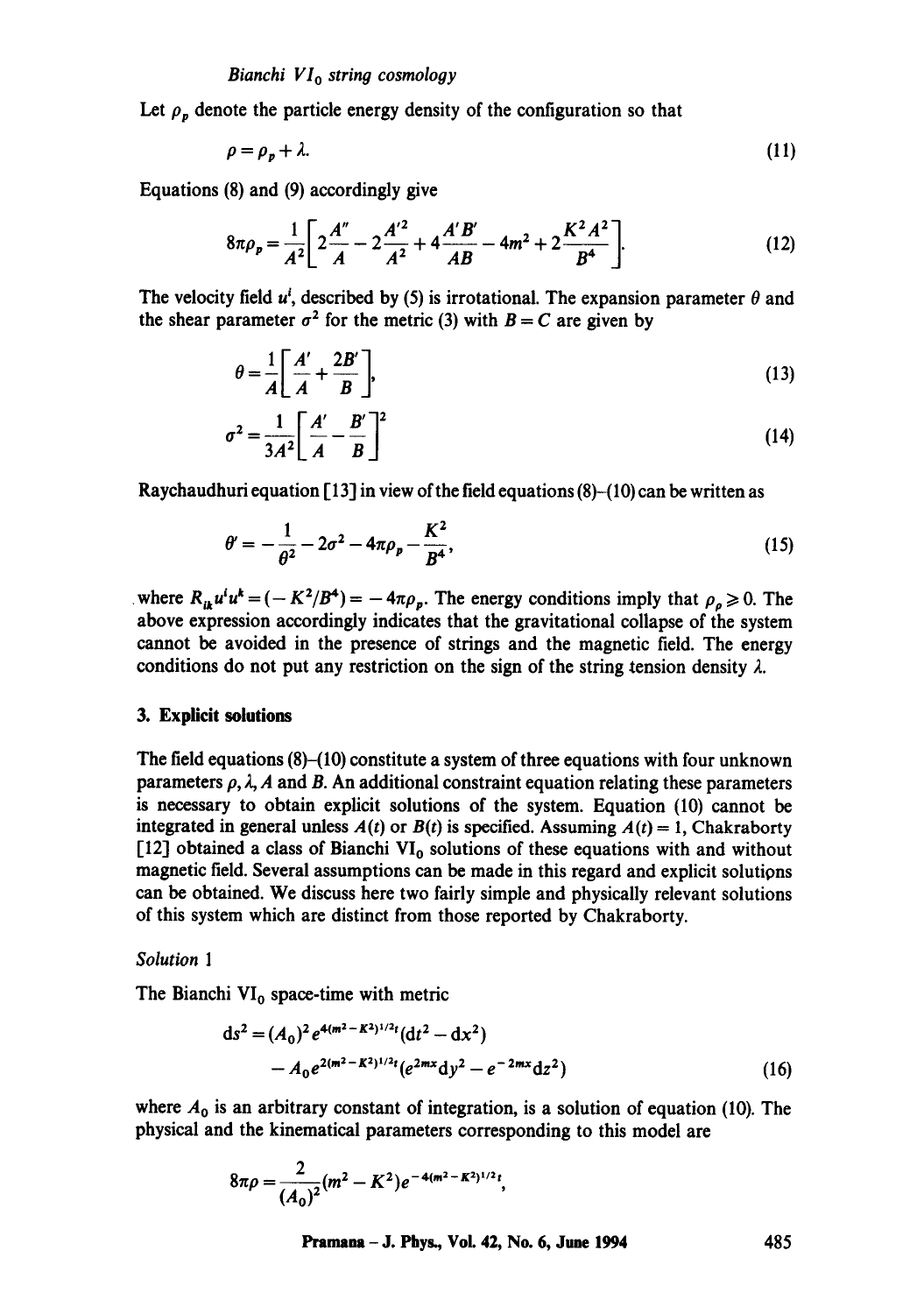Let $\rho_p$ denote the particle energy density of the configuration so that

$$\rho = \rho_p + \lambda. \tag{11}$$

Equations (8) and (9) accordingly give

$$8\pi\rho_p = \frac{1}{A^2}\left[2\frac{A''}{A} - 2\frac{A'^2}{A^2} + 4\frac{A'B'}{AB} - 4m^2 + 2\frac{K^2A^2}{B^4}\right]. \tag{12}$$

The velocity field $u^i$, described by (5) is irrotational. The expansion parameter $\theta$ and the shear parameter $\sigma^2$ for the metric (3) with $B = C$ are given by

$$\theta = \frac{1}{A}\left[\frac{A'}{A} + \frac{2B'}{B}\right], \tag{13}$$

$$\sigma^2 = \frac{1}{3A^2}\left[\frac{A'}{A} - \frac{B'}{B}\right]^2 \tag{14}$$

Raychaudhuri equation [13] in view of the field equations (8)–(10) can be written as

$$\theta' = -\frac{1}{\theta^2} - 2\sigma^2 - 4\pi\rho_p - \frac{K^2}{B^4}, \tag{15}$$

where $R_{ik}u^iu^k = (-K^2/B^4) = -4\pi\rho_p$. The energy conditions imply that $\rho_\rho \geqslant 0$. The above expression accordingly indicates that the gravitational collapse of the system cannot be avoided in the presence of strings and the magnetic field. The energy conditions do not put any restriction on the sign of the string tension density $\lambda$.

## 3. Explicit solutions

The field equations (8)–(10) constitute a system of three equations with four unknown parameters $\rho, \lambda, A$ and $B$. An additional constraint equation relating these parameters is necessary to obtain explicit solutions of the system. Equation (10) cannot be integrated in general unless $A(t)$ or $B(t)$ is specified. Assuming $A(t) = 1$, Chakraborty [12] obtained a class of Bianchi $\mathrm{VI}_0$ solutions of these equations with and without magnetic field. Several assumptions can be made in this regard and explicit solutions can be obtained. We discuss here two fairly simple and physically relevant solutions of this system which are distinct from those reported by Chakraborty.

*Solution* 1

The Bianchi $\mathrm{VI}_0$ space-time with metric

$$\begin{aligned} \mathrm{d}s^2 = &(A_0)^2 e^{4(m^2-K^2)^{1/2}t}(\mathrm{d}t^2 - \mathrm{d}x^2) \\ &- A_0 e^{2(m^2-K^2)^{1/2}t}(e^{2mx}\mathrm{d}y^2 - e^{-2mx}\mathrm{d}z^2) \end{aligned} \tag{16}$$

where $A_0$ is an arbitrary constant of integration, is a solution of equation (10). The physical and the kinematical parameters corresponding to this model are

$$8\pi\rho = \frac{2}{(A_0)^2}(m^2 - K^2)e^{-4(m^2-K^2)^{1/2}t},$$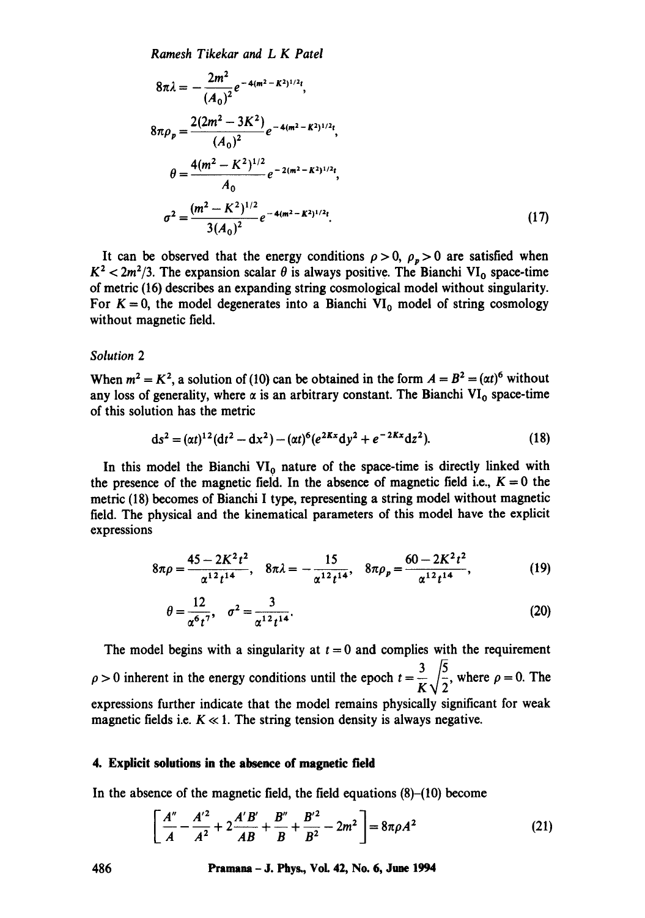$$8\pi\lambda = -\frac{2m^2}{(A_0)^2} e^{-4(m^2-K^2)^{1/2}t},$$

$$8\pi\rho_p = \frac{2(2m^2-3K^2)}{(A_0)^2} e^{-4(m^2-K^2)^{1/2}t},$$

$$\theta = \frac{4(m^2-K^2)^{1/2}}{A_0} e^{-2(m^2-K^2)^{1/2}t},$$

$$\sigma^2 = \frac{(m^2-K^2)^{1/2}}{3(A_0)^2} e^{-4(m^2-K^2)^{1/2}t}. \tag{17}$$

It can be observed that the energy conditions $\rho > 0$, $\rho_p > 0$ are satisfied when $K^2 < 2m^2/3$. The expansion scalar $\theta$ is always positive. The Bianchi $VI_0$ space-time of metric (16) describes an expanding string cosmological model without singularity. For $K = 0$, the model degenerates into a Bianchi $VI_0$ model of string cosmology without magnetic field.

*Solution 2*

When $m^2 = K^2$, a solution of (10) can be obtained in the form $A = B^2 = (\alpha t)^6$ without any loss of generality, where $\alpha$ is an arbitrary constant. The Bianchi $VI_0$ space-time of this solution has the metric

$$ds^2 = (\alpha t)^{12}(dt^2 - dx^2) - (\alpha t)^6(e^{2Kx}dy^2 + e^{-2Kx}dz^2). \tag{18}$$

In this model the Bianchi $VI_0$ nature of the space-time is directly linked with the presence of the magnetic field. In the absence of magnetic field i.e., $K = 0$ the metric (18) becomes of Bianchi I type, representing a string model without magnetic field. The physical and kinematical parameters of this model have the explicit expressions

$$8\pi\rho = \frac{45 - 2K^2t^2}{\alpha^{12}t^{14}}, \quad 8\pi\lambda = -\frac{15}{\alpha^{12}t^{14}}, \quad 8\pi\rho_p = \frac{60 - 2K^2t^2}{\alpha^{12}t^{14}}, \tag{19}$$

$$\theta = \frac{12}{\alpha^6 t^7}, \quad \sigma^2 = \frac{3}{\alpha^{12}t^{14}}. \tag{20}$$

The model begins with a singularity at $t = 0$ and complies with the requirement $\rho > 0$ inherent in the energy conditions until the epoch $t = \frac{3}{K}\sqrt{\frac{5}{2}}$, where $\rho = 0$. The expressions further indicate that the model remains physically significant for weak magnetic fields i.e. $K \ll 1$. The string tension density is always negative.

## 4. Explicit solutions in the absence of magnetic field

In the absence of the magnetic field, the field equations (8)–(10) become

$$\left[\frac{A''}{A} - \frac{A'^2}{A^2} + 2\frac{A'B'}{AB} + \frac{B''}{B} + \frac{B'^2}{B^2} - 2m^2\right] = 8\pi\rho A^2 \tag{21}$$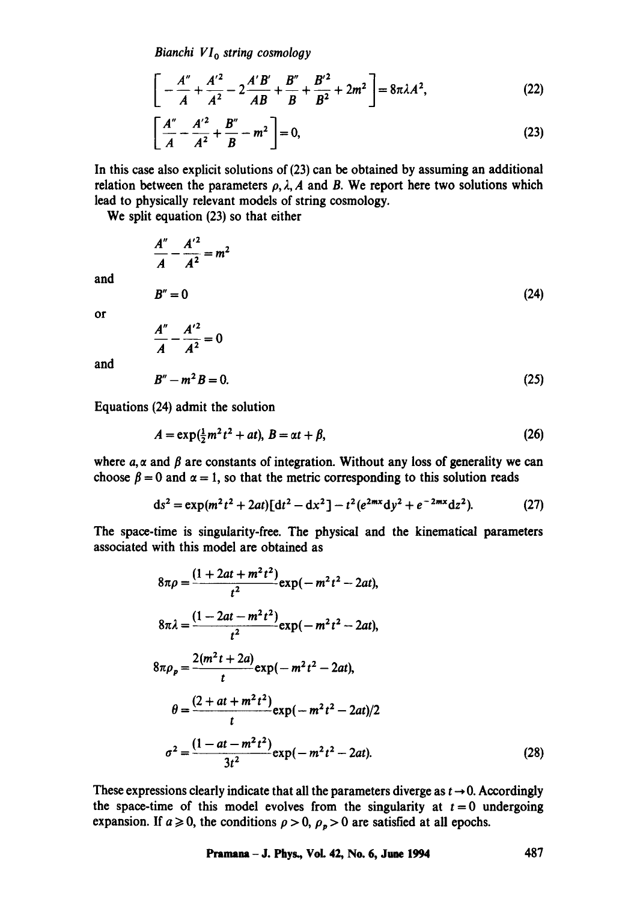$$\left[ -\frac{A''}{A} + \frac{A'^2}{A^2} - 2\frac{A'B'}{AB} + \frac{B''}{B} + \frac{B'^2}{B^2} + 2m^2 \right] = 8\pi\lambda A^2, \tag{22}$$

$$\left[ \frac{A''}{A} - \frac{A'^2}{A^2} + \frac{B''}{B} - m^2 \right] = 0, \tag{23}$$

In this case also explicit solutions of (23) can be obtained by assuming an additional relation between the parameters $\rho, \lambda, A$ and $B$. We report here two solutions which lead to physically relevant models of string cosmology.

We split equation (23) so that either

$$\frac{A''}{A} - \frac{A'^2}{A^2} = m^2$$

and

$$B'' = 0 \tag{24}$$

or

$$\frac{A''}{A} - \frac{A'^2}{A^2} = 0$$

and

$$B'' - m^2 B = 0. \tag{25}$$

Equations (24) admit the solution

$$A = \exp(\tfrac{1}{2}m^2 t^2 + at), \; B = \alpha t + \beta, \tag{26}$$

where $a, \alpha$ and $\beta$ are constants of integration. Without any loss of generality we can choose $\beta = 0$ and $\alpha = 1$, so that the metric corresponding to this solution reads

$$ds^2 = \exp(m^2 t^2 + 2at)[dt^2 - dx^2] - t^2(e^{2mx}dy^2 + e^{-2mx}dz^2). \tag{27}$$

The space-time is singularity-free. The physical and the kinematical parameters associated with this model are obtained as

$$8\pi\rho = \frac{(1 + 2at + m^2 t^2)}{t^2}\exp(-m^2 t^2 - 2at),$$

$$8\pi\lambda = \frac{(1 - 2at - m^2 t^2)}{t^2}\exp(-m^2 t^2 - 2at),$$

$$8\pi\rho_p = \frac{2(m^2 t + 2a)}{t}\exp(-m^2 t^2 - 2at),$$

$$\theta = \frac{(2 + at + m^2 t^2)}{t}\exp(-m^2 t^2 - 2at)/2$$

$$\sigma^2 = \frac{(1 - at - m^2 t^2)}{3t^2}\exp(-m^2 t^2 - 2at). \tag{28}$$

These expressions clearly indicate that all the parameters diverge as $t \to 0$. Accordingly the space-time of this model evolves from the singularity at $t = 0$ undergoing expansion. If $a \geqslant 0$, the conditions $\rho > 0$, $\rho_p > 0$ are satisfied at all epochs.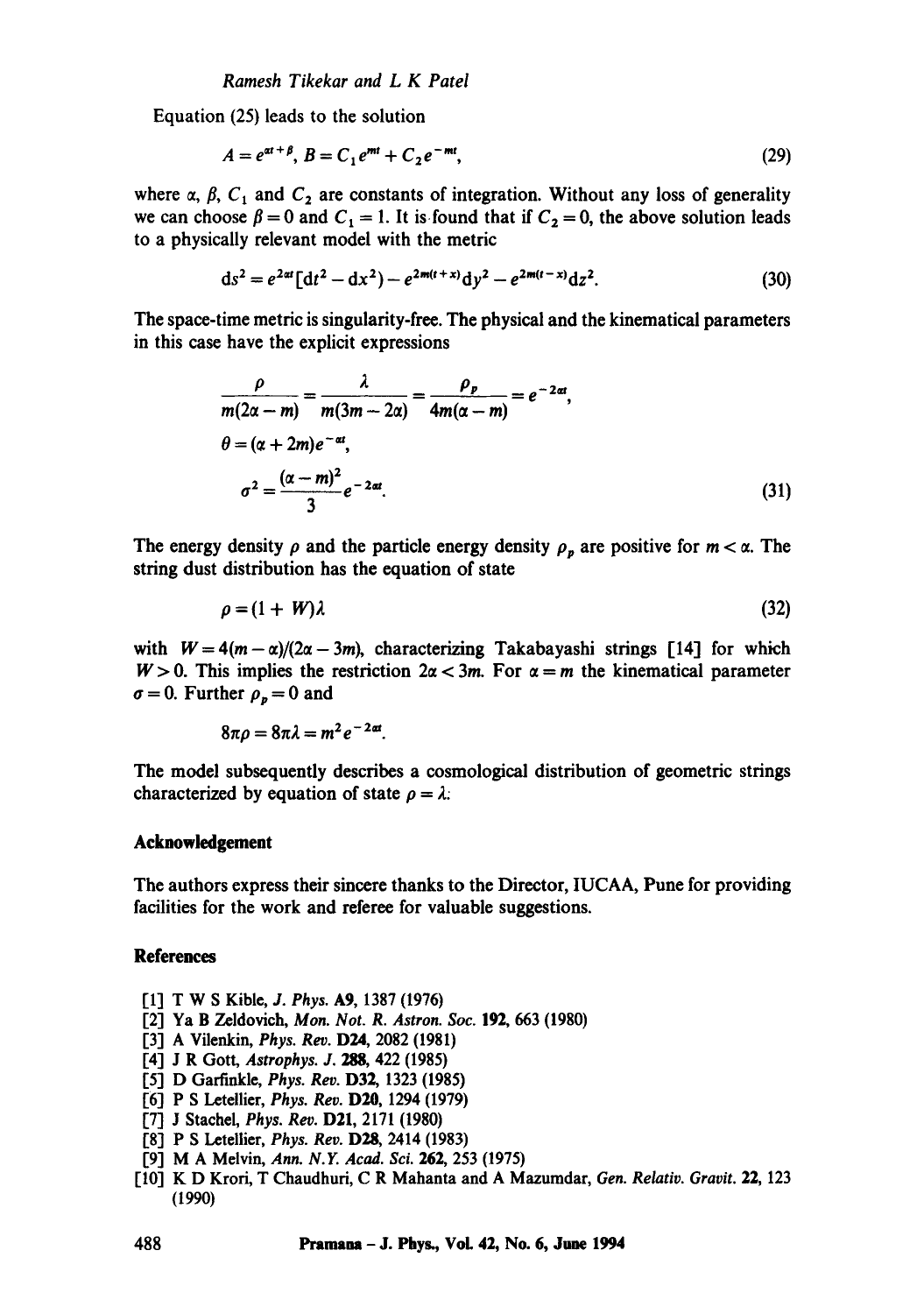Equation (25) leads to the solution

$$A = e^{\alpha t + \beta}, \; B = C_1 e^{mt} + C_2 e^{-mt}, \tag{29}$$

where $\alpha$, $\beta$, $C_1$ and $C_2$ are constants of integration. Without any loss of generality we can choose $\beta = 0$ and $C_1 = 1$. It is found that if $C_2 = 0$, the above solution leads to a physically relevant model with the metric

$$ds^2 = e^{2\alpha t}[dt^2 - dx^2] - e^{2m(t+x)}dy^2 - e^{2m(t-x)}dz^2. \tag{30}$$

The space-time metric is singularity-free. The physical and the kinematical parameters in this case have the explicit expressions

$$\frac{\rho}{m(2\alpha - m)} = \frac{\lambda}{m(3m - 2\alpha)} = \frac{\rho_p}{4m(\alpha - m)} = e^{-2\alpha t},$$

$$\theta = (\alpha + 2m)e^{-\alpha t},$$

$$\sigma^2 = \frac{(\alpha - m)^2}{3} e^{-2\alpha t}. \tag{31}$$

The energy density $\rho$ and the particle energy density $\rho_p$ are positive for $m < \alpha$. The string dust distribution has the equation of state

$$\rho = (1 + W)\lambda \tag{32}$$

with $W = 4(m - \alpha)/(2\alpha - 3m)$, characterizing Takabayashi strings [14] for which $W > 0$. This implies the restriction $2\alpha < 3m$. For $\alpha = m$ the kinematical parameter $\sigma = 0$. Further $\rho_p = 0$ and

$$8\pi\rho = 8\pi\lambda = m^2 e^{-2\alpha t}.$$

The model subsequently describes a cosmological distribution of geometric strings characterized by equation of state $\rho = \lambda$.

## Acknowledgement

The authors express their sincere thanks to the Director, IUCAA, Pune for providing facilities for the work and referee for valuable suggestions.

## References

[1] T W S Kible, *J. Phys.* **A9**, 1387 (1976)

[2] Ya B Zeldovich, *Mon. Not. R. Astron. Soc.* **192**, 663 (1980)

[3] A Vilenkin, *Phys. Rev.* **D24**, 2082 (1981)

[4] J R Gott, *Astrophys. J.* **288**, 422 (1985)

[5] D Garfinkle, *Phys. Rev.* **D32**, 1323 (1985)

[6] P S Letellier, *Phys. Rev.* **D20**, 1294 (1979)

[7] J Stachel, *Phys. Rev.* **D21**, 2171 (1980)

[8] P S Letellier, *Phys. Rev.* **D28**, 2414 (1983)

[9] M A Melvin, *Ann. N.Y. Acad. Sci.* **262**, 253 (1975)

[10] K D Krori, T Chaudhuri, C R Mahanta and A Mazumdar, *Gen. Relativ. Gravit.* **22**, 123 (1990)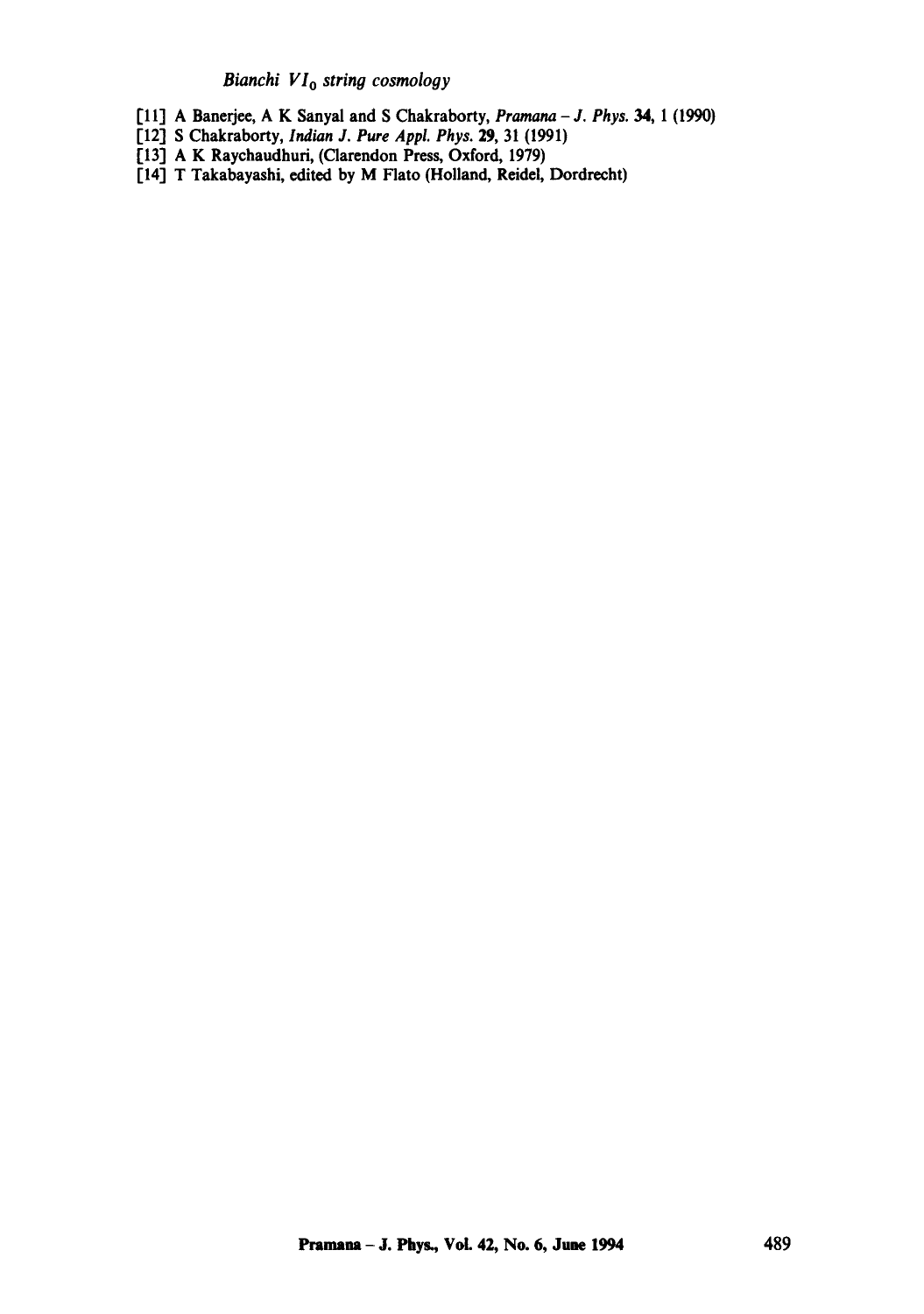[11] A Banerjee, A K Sanyal and S Chakraborty, *Pramana – J. Phys.* **34**, 1 (1990)
[12] S Chakraborty, *Indian J. Pure Appl. Phys.* **29**, 31 (1991)
[13] A K Raychaudhuri, (Clarendon Press, Oxford, 1979)
[14] T Takabayashi, edited by M Flato (Holland, Reidel, Dordrecht)